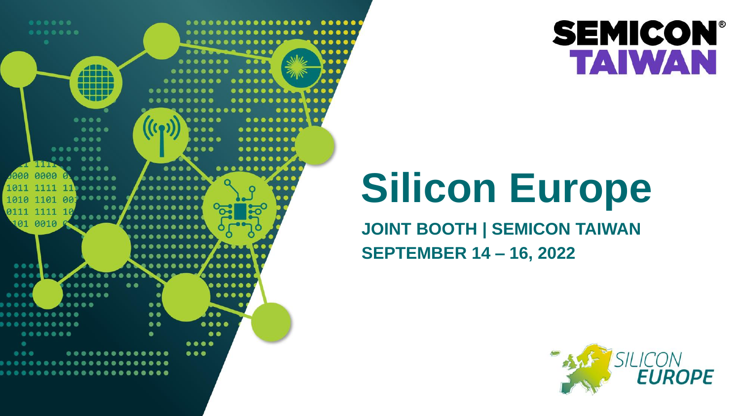# Silicon Europe

**JOINT BOOTH | SEMICON TAIWAN**

**SEPTEMBER 14 – 16, 2022**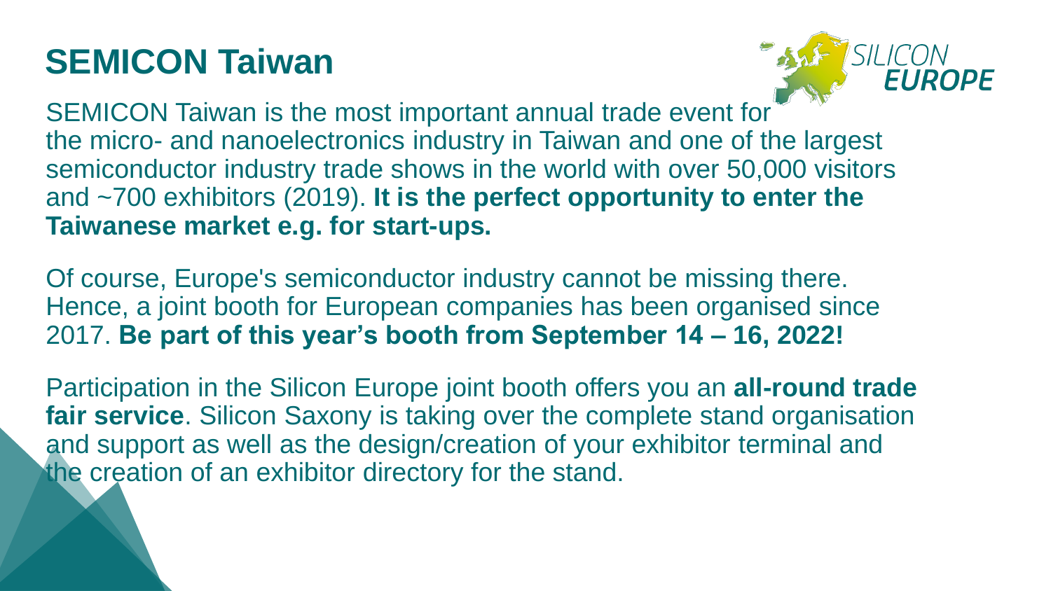# SEMICON Taiwan

SEMICON Taiwan is the most important annual trade event for the micro- and nanoelectronics industry in Taiwan and one of the largest semiconductor industry trade shows in the world with over 50,000 visitors and ~700 exhibitors (2019). **It is the perfect opportunity to enter the Taiwanese market e.g. for start-ups.**

Of course, Europe's semiconductor industry cannot be missing there. Hence, a joint booth for European companies has been organised since 2017. **Be part of this year's booth from September 14 – 16, 2022!**

Participation in the Silicon Europe joint booth offers you an **all-round trade fair service**. Silicon Saxony is taking over the complete stand organisation and support as well as the design/creation of your exhibitor terminal and the creation of an exhibitor directory for the stand.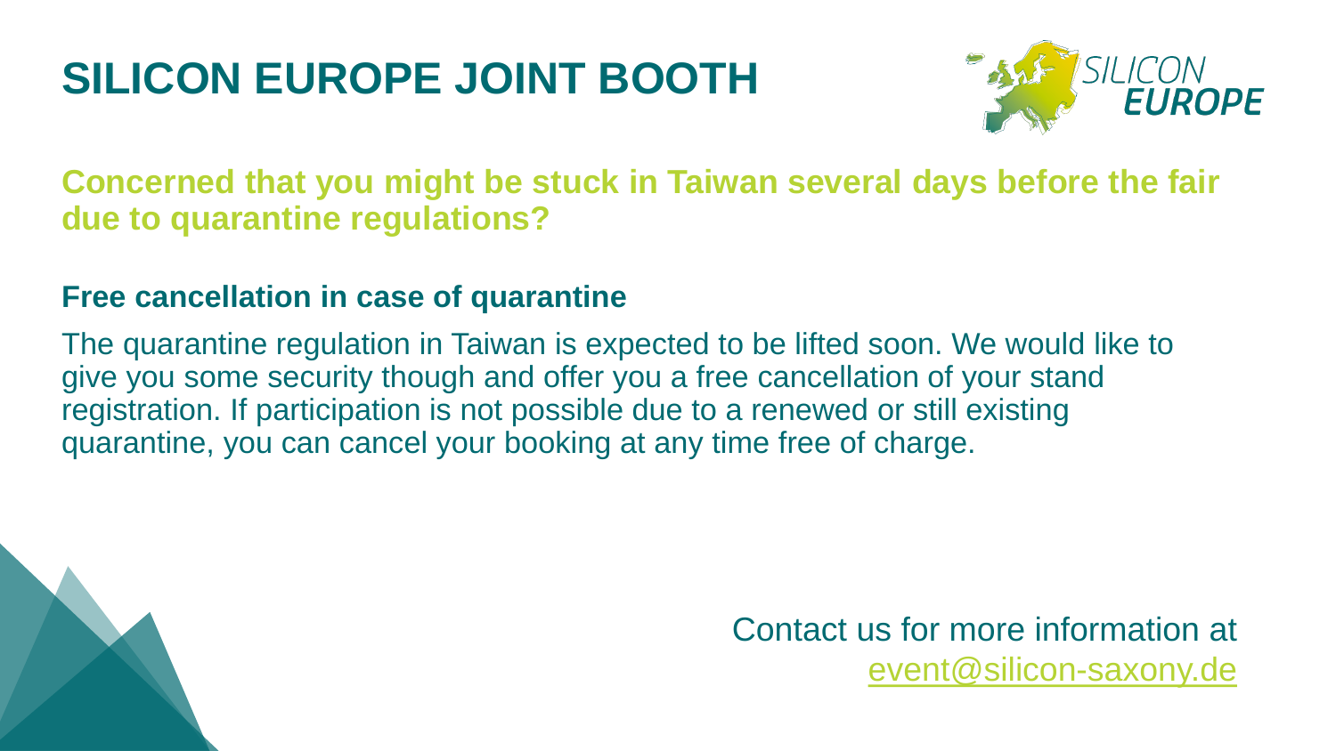# SILICON EUROPE JOINT BOOTH

## Concerned that you might be stuck in Taiwan several days before the fair due to quarantine regulations?

**Free cancellation in case of quarantine**

The quarantine regulation in Taiwan is expected to be lifted soon. We would like to give you some security though and offer you a free cancellation of your stand registration. If participation is not possible due to a renewed or still existing quarantine, you can cancel your booking at any time free of charge.

Contact us for more information at
event@silicon-saxony.de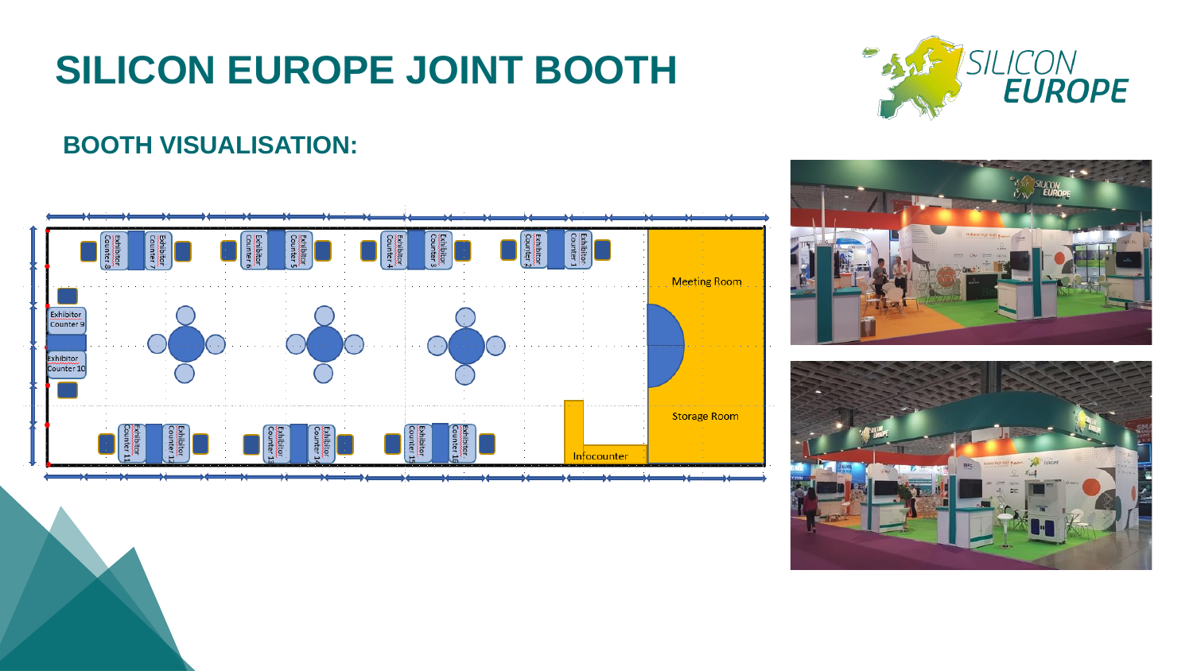# SILICON EUROPE JOINT BOOTH

## BOOTH VISUALISATION:

Exhibitor Counter 8 | Exhibitor Counter 7 | Exhibitor Counter 6 | Exhibitor Counter 5 | Exhibitor Counter 4 | Exhibitor Counter 3 | Exhibitor Counter 2 | Exhibitor Counter 1

Meeting Room

Exhibitor Counter 9

Exhibitor Counter 10

Storage Room

Infocounter

Exhibitor Counter 11 | Exhibitor Counter 12 | Exhibitor Counter 13 | Exhibitor Counter 14 | Exhibitor Counter 15 | Exhibitor Counter 16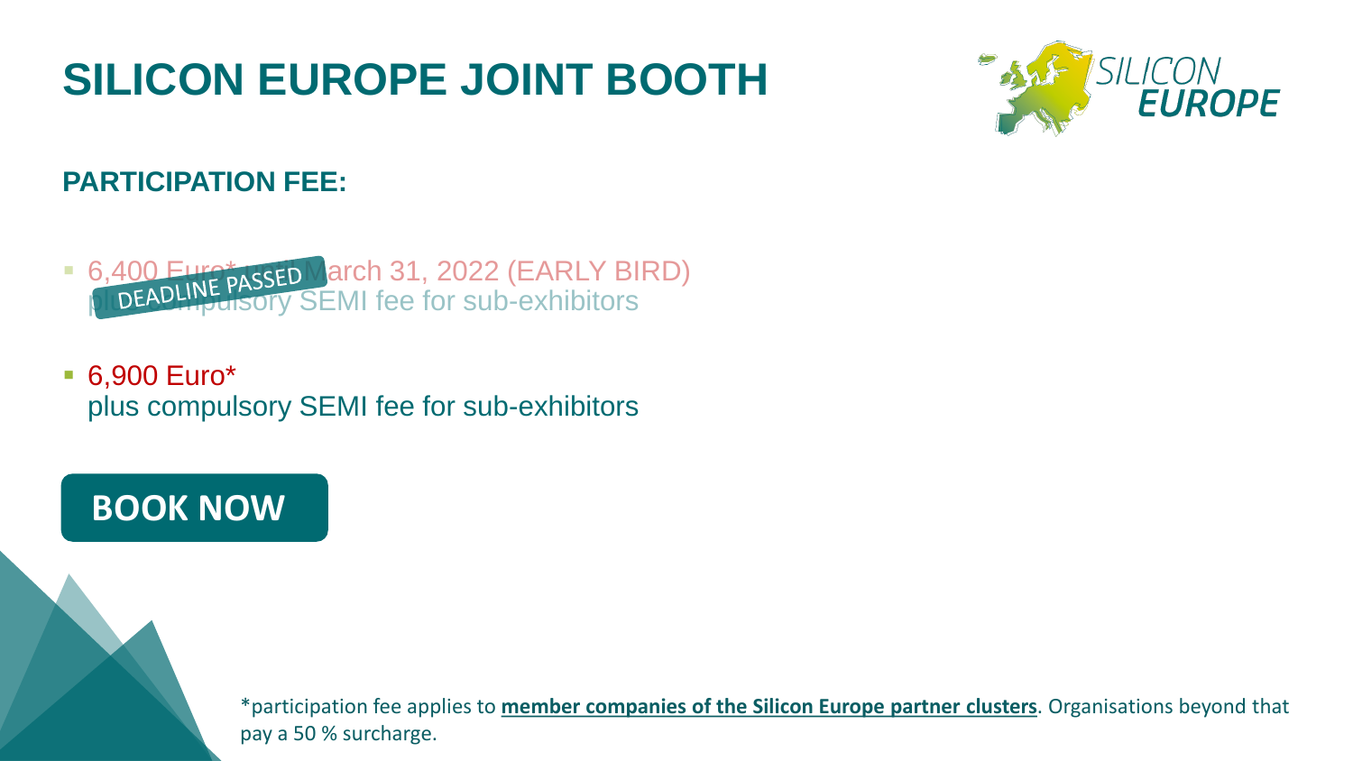# SILICON EUROPE JOINT BOOTH

**PARTICIPATION FEE:**

- 6,400 Euro* until March 31, 2022 (EARLY BIRD) plus compulsory SEMI fee for sub-exhibitors DEADLINE PASSED
- 6,900 Euro*
  plus compulsory SEMI fee for sub-exhibitors

**BOOK NOW**

*participation fee applies to **member companies of the Silicon Europe partner clusters**. Organisations beyond that pay a 50 % surcharge.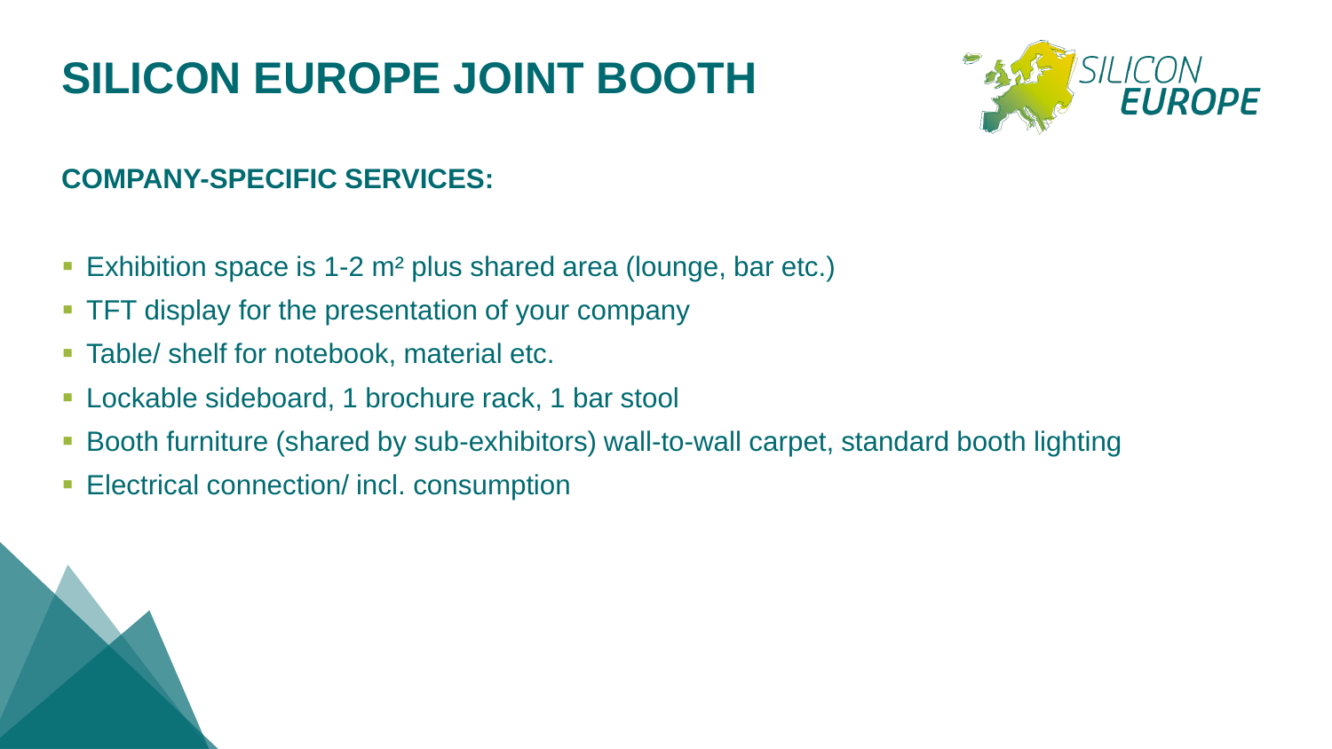# SILICON EUROPE JOINT BOOTH

### COMPANY-SPECIFIC SERVICES:

- Exhibition space is 1-2 m² plus shared area (lounge, bar etc.)
- TFT display for the presentation of your company
- Table/ shelf for notebook, material etc.
- Lockable sideboard, 1 brochure rack, 1 bar stool
- Booth furniture (shared by sub-exhibitors) wall-to-wall carpet, standard booth lighting
- Electrical connection/ incl. consumption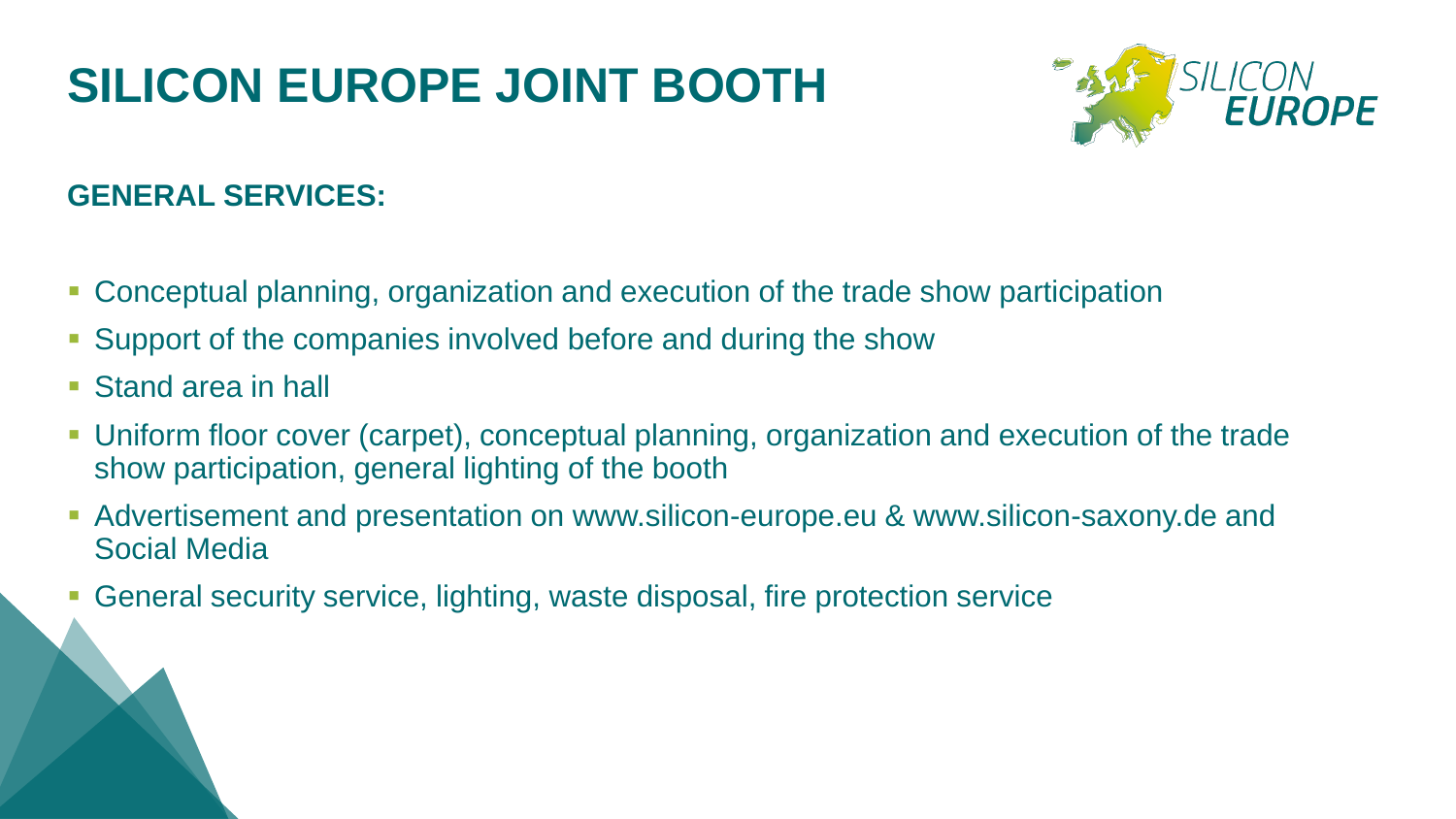# SILICON EUROPE JOINT BOOTH

SILICON EUROPE

## GENERAL SERVICES:

- Conceptual planning, organization and execution of the trade show participation
- Support of the companies involved before and during the show
- Stand area in hall
- Uniform floor cover (carpet), conceptual planning, organization and execution of the trade show participation, general lighting of the booth
- Advertisement and presentation on www.silicon-europe.eu & www.silicon-saxony.de and Social Media
- General security service, lighting, waste disposal, fire protection service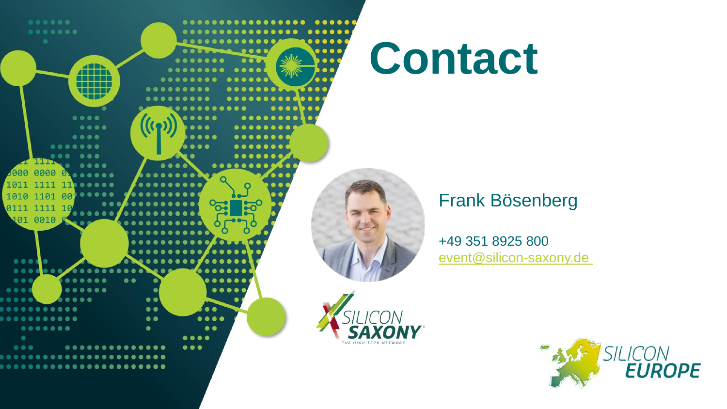# Contact

Frank Bösenberg

+49 351 8925 800
event@silicon-saxony.de